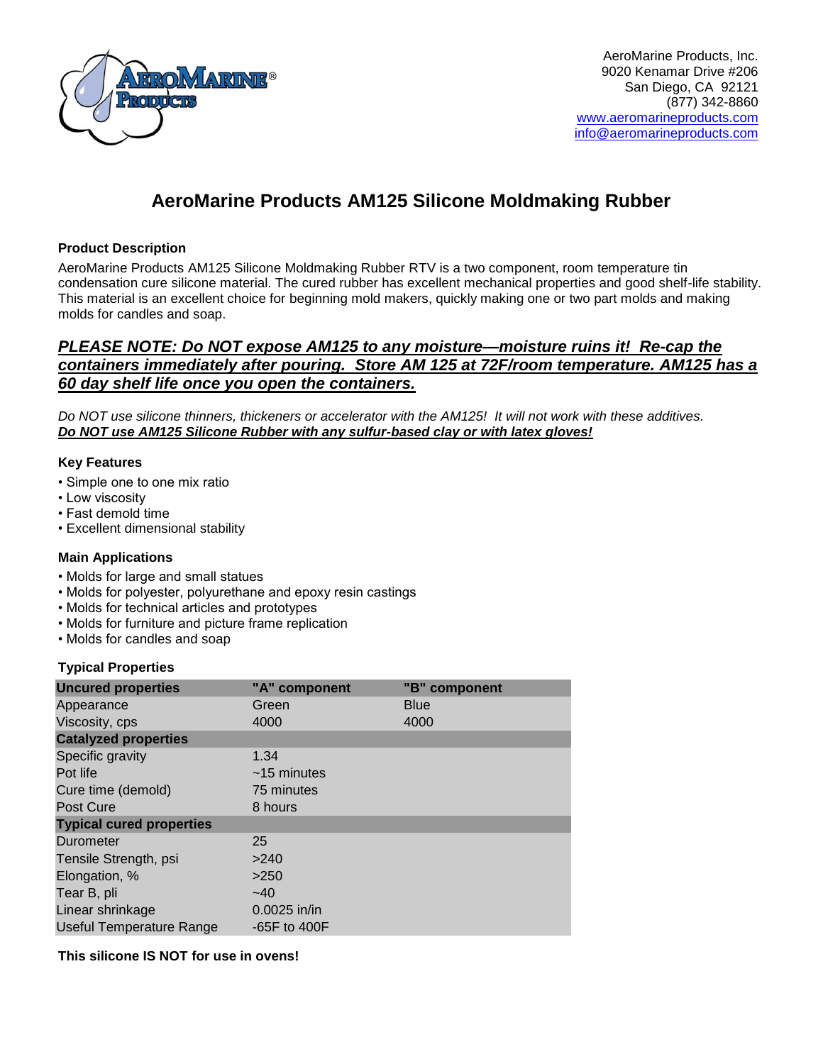AeroMarine Products, Inc.
9020 Kenamar Drive #206
San Diego, CA 92121
(877) 342-8860
www.aeromarineproducts.com
info@aeromarineproducts.com

# AeroMarine Products AM125 Silicone Moldmaking Rubber

**Product Description**

AeroMarine Products AM125 Silicone Moldmaking Rubber RTV is a two component, room temperature tin condensation cure silicone material. The cured rubber has excellent mechanical properties and good shelf-life stability. This material is an excellent choice for beginning mold makers, quickly making one or two part molds and making molds for candles and soap.

***PLEASE NOTE: Do NOT expose AM125 to any moisture—moisture ruins it! Re-cap the containers immediately after pouring. Store AM 125 at 72F/room temperature. AM125 has a 60 day shelf life once you open the containers.***

*Do NOT use silicone thinners, thickeners or accelerator with the AM125! It will not work with these additives.*
***Do NOT use AM125 Silicone Rubber with any sulfur-based clay or with latex gloves!***

**Key Features**

- Simple one to one mix ratio
- Low viscosity
- Fast demold time
- Excellent dimensional stability

**Main Applications**

- Molds for large and small statues
- Molds for polyester, polyurethane and epoxy resin castings
- Molds for technical articles and prototypes
- Molds for furniture and picture frame replication
- Molds for candles and soap

**Typical Properties**

| **Uncured properties** | **"A" component** | **"B" component** |
|---|---|---|
| Appearance | Green | Blue |
| Viscosity, cps | 4000 | 4000 |
| **Catalyzed properties** | | |
| Specific gravity | 1.34 | |
| Pot life | ~15 minutes | |
| Cure time (demold) | 75 minutes | |
| Post Cure | 8 hours | |
| **Typical cured properties** | | |
| Durometer | 25 | |
| Tensile Strength, psi | >240 | |
| Elongation, % | >250 | |
| Tear B, pli | ~40 | |
| Linear shrinkage | 0.0025 in/in | |
| Useful Temperature Range | -65F to 400F | |

**This silicone IS NOT for use in ovens!**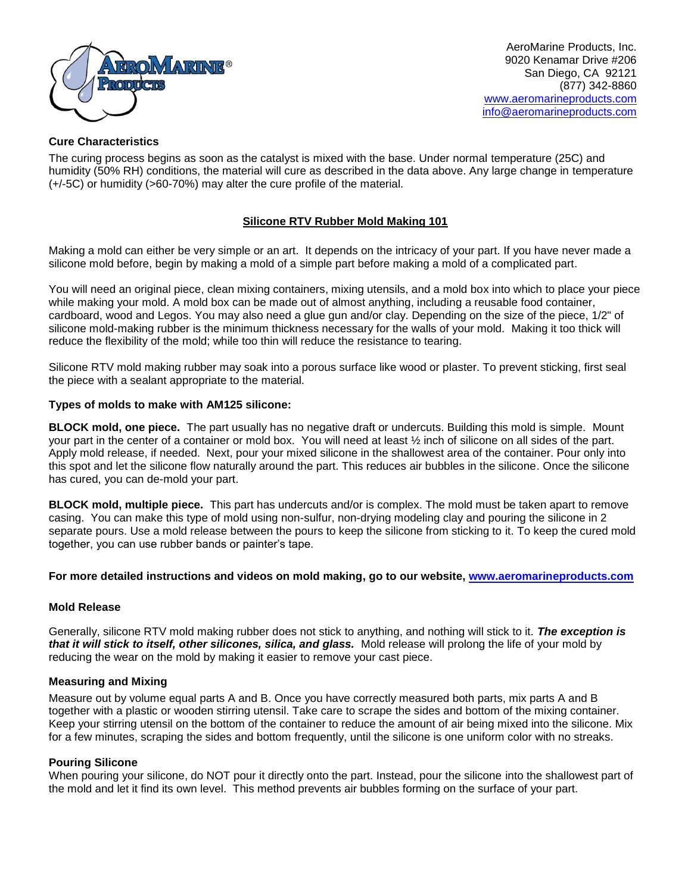AeroMarine Products, Inc.
9020 Kenamar Drive #206
San Diego, CA 92121
(877) 342-8860
www.aeromarineproducts.com
info@aeromarineproducts.com

**Cure Characteristics**

The curing process begins as soon as the catalyst is mixed with the base. Under normal temperature (25C) and humidity (50% RH) conditions, the material will cure as described in the data above. Any large change in temperature (+/-5C) or humidity (>60-70%) may alter the cure profile of the material.

## Silicone RTV Rubber Mold Making 101

Making a mold can either be very simple or an art. It depends on the intricacy of your part. If you have never made a silicone mold before, begin by making a mold of a simple part before making a mold of a complicated part.

You will need an original piece, clean mixing containers, mixing utensils, and a mold box into which to place your piece while making your mold. A mold box can be made out of almost anything, including a reusable food container, cardboard, wood and Legos. You may also need a glue gun and/or clay. Depending on the size of the piece, 1/2" of silicone mold-making rubber is the minimum thickness necessary for the walls of your mold. Making it too thick will reduce the flexibility of the mold; while too thin will reduce the resistance to tearing.

Silicone RTV mold making rubber may soak into a porous surface like wood or plaster. To prevent sticking, first seal the piece with a sealant appropriate to the material.

**Types of molds to make with AM125 silicone:**

**BLOCK mold, one piece.** The part usually has no negative draft or undercuts. Building this mold is simple. Mount your part in the center of a container or mold box. You will need at least ½ inch of silicone on all sides of the part. Apply mold release, if needed. Next, pour your mixed silicone in the shallowest area of the container. Pour only into this spot and let the silicone flow naturally around the part. This reduces air bubbles in the silicone. Once the silicone has cured, you can de-mold your part.

**BLOCK mold, multiple piece.** This part has undercuts and/or is complex. The mold must be taken apart to remove casing. You can make this type of mold using non-sulfur, non-drying modeling clay and pouring the silicone in 2 separate pours. Use a mold release between the pours to keep the silicone from sticking to it. To keep the cured mold together, you can use rubber bands or painter's tape.

**For more detailed instructions and videos on mold making, go to our website, www.aeromarineproducts.com**

**Mold Release**

Generally, silicone RTV mold making rubber does not stick to anything, and nothing will stick to it. ***The exception is that it will stick to itself, other silicones, silica, and glass.*** Mold release will prolong the life of your mold by reducing the wear on the mold by making it easier to remove your cast piece.

**Measuring and Mixing**

Measure out by volume equal parts A and B. Once you have correctly measured both parts, mix parts A and B together with a plastic or wooden stirring utensil. Take care to scrape the sides and bottom of the mixing container. Keep your stirring utensil on the bottom of the container to reduce the amount of air being mixed into the silicone. Mix for a few minutes, scraping the sides and bottom frequently, until the silicone is one uniform color with no streaks.

**Pouring Silicone**

When pouring your silicone, do NOT pour it directly onto the part. Instead, pour the silicone into the shallowest part of the mold and let it find its own level. This method prevents air bubbles forming on the surface of your part.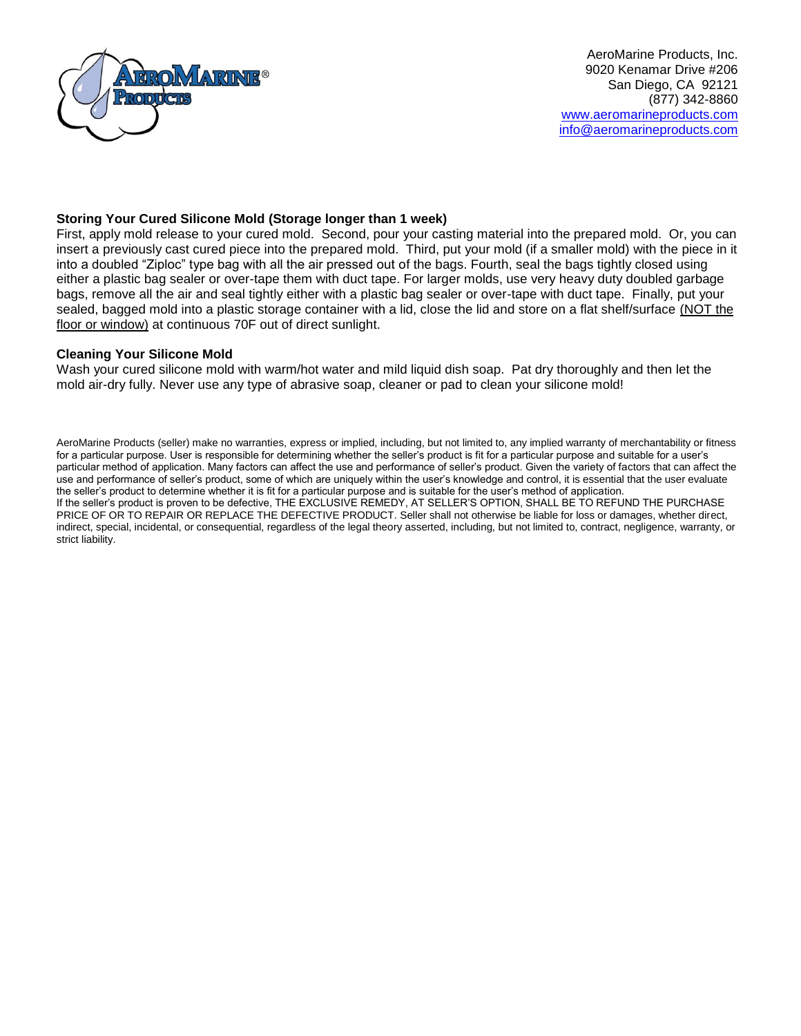AeroMarine Products, Inc.
9020 Kenamar Drive #206
San Diego, CA 92121
(877) 342-8860
www.aeromarineproducts.com
info@aeromarineproducts.com

**Storing Your Cured Silicone Mold (Storage longer than 1 week)**

First, apply mold release to your cured mold. Second, pour your casting material into the prepared mold. Or, you can insert a previously cast cured piece into the prepared mold. Third, put your mold (if a smaller mold) with the piece in it into a doubled "Ziploc" type bag with all the air pressed out of the bags. Fourth, seal the bags tightly closed using either a plastic bag sealer or over-tape them with duct tape. For larger molds, use very heavy duty doubled garbage bags, remove all the air and seal tightly either with a plastic bag sealer or over-tape with duct tape. Finally, put your sealed, bagged mold into a plastic storage container with a lid, close the lid and store on a flat shelf/surface (NOT the floor or window) at continuous 70F out of direct sunlight.

**Cleaning Your Silicone Mold**

Wash your cured silicone mold with warm/hot water and mild liquid dish soap. Pat dry thoroughly and then let the mold air-dry fully. Never use any type of abrasive soap, cleaner or pad to clean your silicone mold!

AeroMarine Products (seller) make no warranties, express or implied, including, but not limited to, any implied warranty of merchantability or fitness for a particular purpose. User is responsible for determining whether the seller's product is fit for a particular purpose and suitable for a user's particular method of application. Many factors can affect the use and performance of seller's product. Given the variety of factors that can affect the use and performance of seller's product, some of which are uniquely within the user's knowledge and control, it is essential that the user evaluate the seller's product to determine whether it is fit for a particular purpose and is suitable for the user's method of application.
If the seller's product is proven to be defective, THE EXCLUSIVE REMEDY, AT SELLER'S OPTION, SHALL BE TO REFUND THE PURCHASE PRICE OF OR TO REPAIR OR REPLACE THE DEFECTIVE PRODUCT. Seller shall not otherwise be liable for loss or damages, whether direct, indirect, special, incidental, or consequential, regardless of the legal theory asserted, including, but not limited to, contract, negligence, warranty, or strict liability.